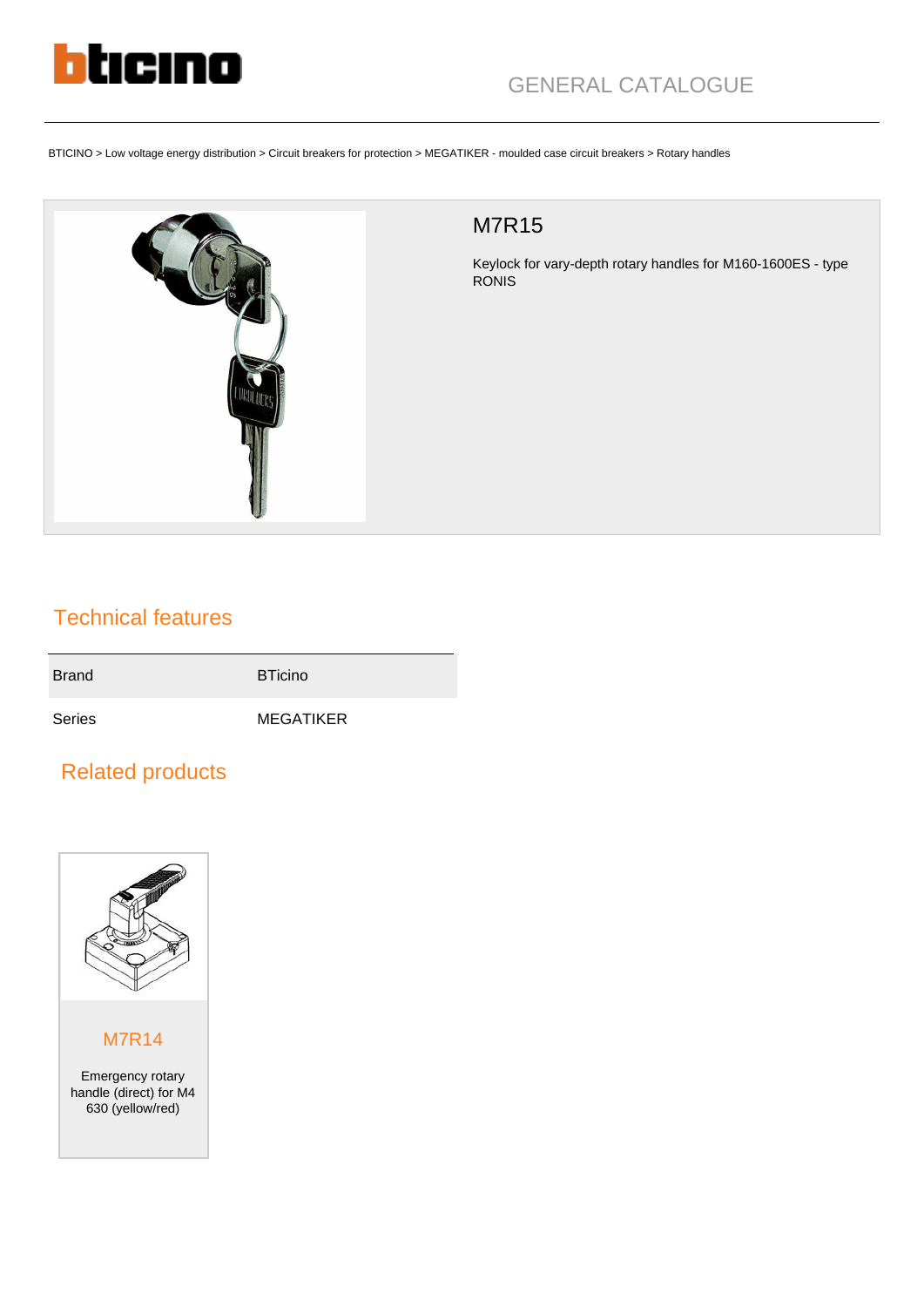GENERAL CATALOGUE

BTICINO > Low voltage energy distribution > Circuit breakers for protection > MEGATIKER - moulded case circuit breakers > Rotary handles

# M7R15

Keylock for vary-depth rotary handles for M160-1600ES - type RONIS

## Technical features

| Brand | BTicino |
|---|---|
| Series | MEGATIKER |

## Related products

**M7R14**

Emergency rotary handle (direct) for M4 630 (yellow/red)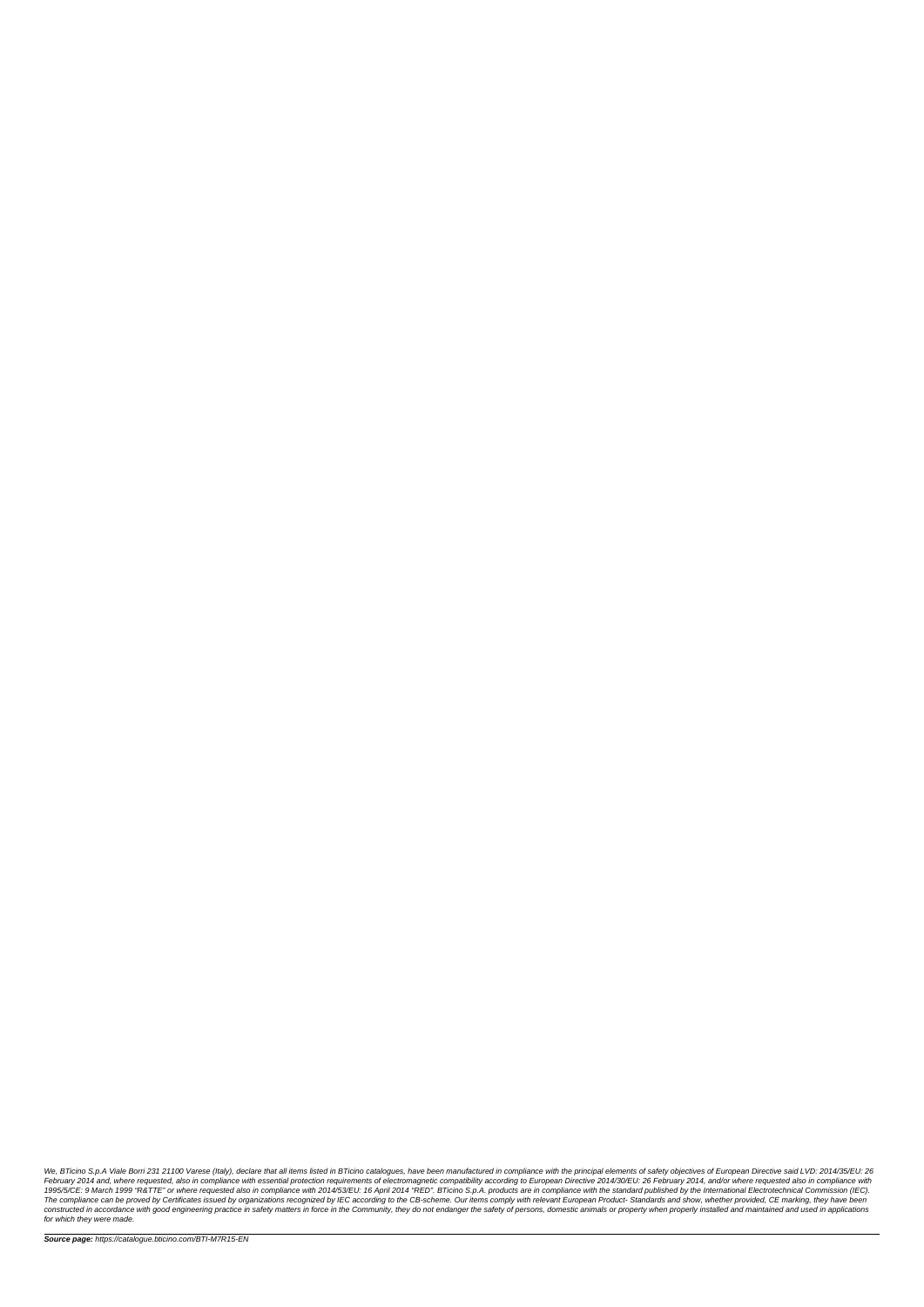*We, BTicino S.p.A Viale Borri 231 21100 Varese (Italy), declare that all items listed in BTicino catalogues, have been manufactured in compliance with the principal elements of safety objectives of European Directive said LVD: 2014/35/EU: 26 February 2014 and, where requested, also in compliance with essential protection requirements of electromagnetic compatibility according to European Directive 2014/30/EU: 26 February 2014, and/or where requested also in compliance with 1995/5/CE: 9 March 1999 "R&TTE" or where requested also in compliance with 2014/53/EU: 16 April 2014 "RED". BTicino S.p.A. products are in compliance with the standard published by the International Electrotechnical Commission (IEC). The compliance can be proved by Certificates issued by organizations recognized by IEC according to the CB-scheme. Our items comply with relevant European Product- Standards and show, whether provided, CE marking, they have been constructed in accordance with good engineering practice in safety matters in force in the Community, they do not endanger the safety of persons, domestic animals or property when properly installed and maintained and used in applications for which they were made.*

**Source page:** *https://catalogue.bticino.com/BTI-M7R15-EN*